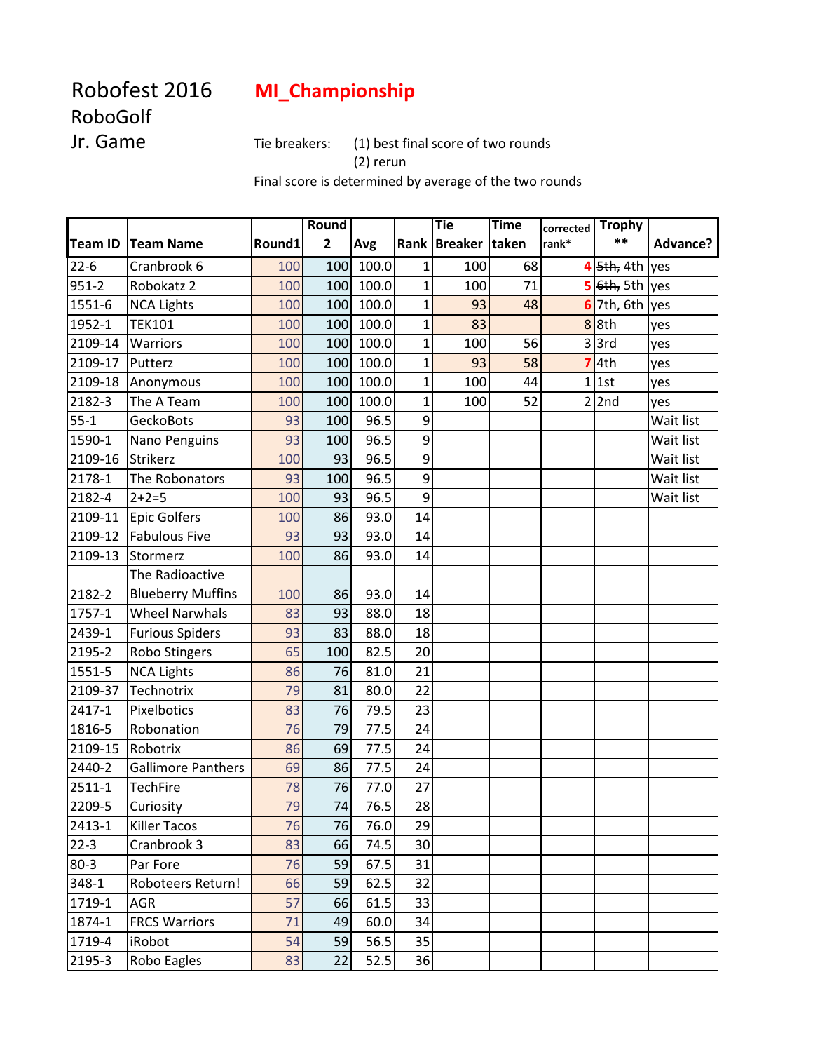# Robofest 2016

**MI_Championship**

## RoboGolf

## Jr. Game

Tie breakers: (1) best final score of two rounds
(2) rerun

Final score is determined by average of the two rounds

| Team ID | Team Name | Round1 | Round 2 | Avg | Rank | Tie Breaker | Time taken | corrected rank* | Trophy ** | Advance? |
|---|---|---|---|---|---|---|---|---|---|---|
| 22-6 | Cranbrook 6 | 100 | 100 | 100.0 | 1 | 100 | 68 | 4 | ~~5th,~~ 4th | yes |
| 951-2 | Robokatz 2 | 100 | 100 | 100.0 | 1 | 100 | 71 | 5 | ~~6th,~~ 5th | yes |
| 1551-6 | NCA Lights | 100 | 100 | 100.0 | 1 | 93 | 48 | 6 | ~~7th,~~ 6th | yes |
| 1952-1 | TEK101 | 100 | 100 | 100.0 | 1 | 83 | | 8 | 8th | yes |
| 2109-14 | Warriors | 100 | 100 | 100.0 | 1 | 100 | 56 | 3 | 3rd | yes |
| 2109-17 | Putterz | 100 | 100 | 100.0 | 1 | 93 | 58 | 7 | 4th | yes |
| 2109-18 | Anonymous | 100 | 100 | 100.0 | 1 | 100 | 44 | 1 | 1st | yes |
| 2182-3 | The A Team | 100 | 100 | 100.0 | 1 | 100 | 52 | 2 | 2nd | yes |
| 55-1 | GeckoBots | 93 | 100 | 96.5 | 9 | | | | | Wait list |
| 1590-1 | Nano Penguins | 93 | 100 | 96.5 | 9 | | | | | Wait list |
| 2109-16 | Strikerz | 100 | 93 | 96.5 | 9 | | | | | Wait list |
| 2178-1 | The Robonators | 93 | 100 | 96.5 | 9 | | | | | Wait list |
| 2182-4 | 2+2=5 | 100 | 93 | 96.5 | 9 | | | | | Wait list |
| 2109-11 | Epic Golfers | 100 | 86 | 93.0 | 14 | | | | | |
| 2109-12 | Fabulous Five | 93 | 93 | 93.0 | 14 | | | | | |
| 2109-13 | Stormerz | 100 | 86 | 93.0 | 14 | | | | | |
| 2182-2 | The Radioactive Blueberry Muffins | 100 | 86 | 93.0 | 14 | | | | | |
| 1757-1 | Wheel Narwhals | 83 | 93 | 88.0 | 18 | | | | | |
| 2439-1 | Furious Spiders | 93 | 83 | 88.0 | 18 | | | | | |
| 2195-2 | Robo Stingers | 65 | 100 | 82.5 | 20 | | | | | |
| 1551-5 | NCA Lights | 86 | 76 | 81.0 | 21 | | | | | |
| 2109-37 | Technotrix | 79 | 81 | 80.0 | 22 | | | | | |
| 2417-1 | Pixelbotics | 83 | 76 | 79.5 | 23 | | | | | |
| 1816-5 | Robonation | 76 | 79 | 77.5 | 24 | | | | | |
| 2109-15 | Robotrix | 86 | 69 | 77.5 | 24 | | | | | |
| 2440-2 | Gallimore Panthers | 69 | 86 | 77.5 | 24 | | | | | |
| 2511-1 | TechFire | 78 | 76 | 77.0 | 27 | | | | | |
| 2209-5 | Curiosity | 79 | 74 | 76.5 | 28 | | | | | |
| 2413-1 | Killer Tacos | 76 | 76 | 76.0 | 29 | | | | | |
| 22-3 | Cranbrook 3 | 83 | 66 | 74.5 | 30 | | | | | |
| 80-3 | Par Fore | 76 | 59 | 67.5 | 31 | | | | | |
| 348-1 | Roboteers Return! | 66 | 59 | 62.5 | 32 | | | | | |
| 1719-1 | AGR | 57 | 66 | 61.5 | 33 | | | | | |
| 1874-1 | FRCS Warriors | 71 | 49 | 60.0 | 34 | | | | | |
| 1719-4 | iRobot | 54 | 59 | 56.5 | 35 | | | | | |
| 2195-3 | Robo Eagles | 83 | 22 | 52.5 | 36 | | | | | |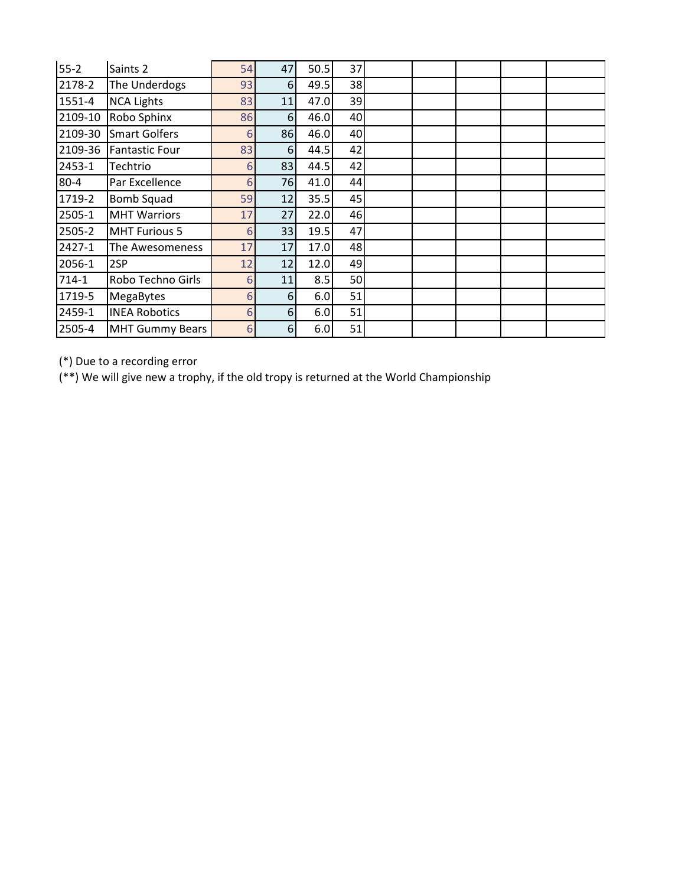| | | | | | | | | | | |
|---|---|---|---|---|---|---|---|---|---|---|
| 55-2 | Saints 2 | 54 | 47 | 50.5 | 37 | | | | | |
| 2178-2 | The Underdogs | 93 | 6 | 49.5 | 38 | | | | | |
| 1551-4 | NCA Lights | 83 | 11 | 47.0 | 39 | | | | | |
| 2109-10 | Robo Sphinx | 86 | 6 | 46.0 | 40 | | | | | |
| 2109-30 | Smart Golfers | 6 | 86 | 46.0 | 40 | | | | | |
| 2109-36 | Fantastic Four | 83 | 6 | 44.5 | 42 | | | | | |
| 2453-1 | Techtrio | 6 | 83 | 44.5 | 42 | | | | | |
| 80-4 | Par Excellence | 6 | 76 | 41.0 | 44 | | | | | |
| 1719-2 | Bomb Squad | 59 | 12 | 35.5 | 45 | | | | | |
| 2505-1 | MHT Warriors | 17 | 27 | 22.0 | 46 | | | | | |
| 2505-2 | MHT Furious 5 | 6 | 33 | 19.5 | 47 | | | | | |
| 2427-1 | The Awesomeness | 17 | 17 | 17.0 | 48 | | | | | |
| 2056-1 | 2SP | 12 | 12 | 12.0 | 49 | | | | | |
| 714-1 | Robo Techno Girls | 6 | 11 | 8.5 | 50 | | | | | |
| 1719-5 | MegaBytes | 6 | 6 | 6.0 | 51 | | | | | |
| 2459-1 | INEA Robotics | 6 | 6 | 6.0 | 51 | | | | | |
| 2505-4 | MHT Gummy Bears | 6 | 6 | 6.0 | 51 | | | | | |

(*) Due to a recording error

(**) We will give new a trophy, if the old tropy is returned at the World Championship